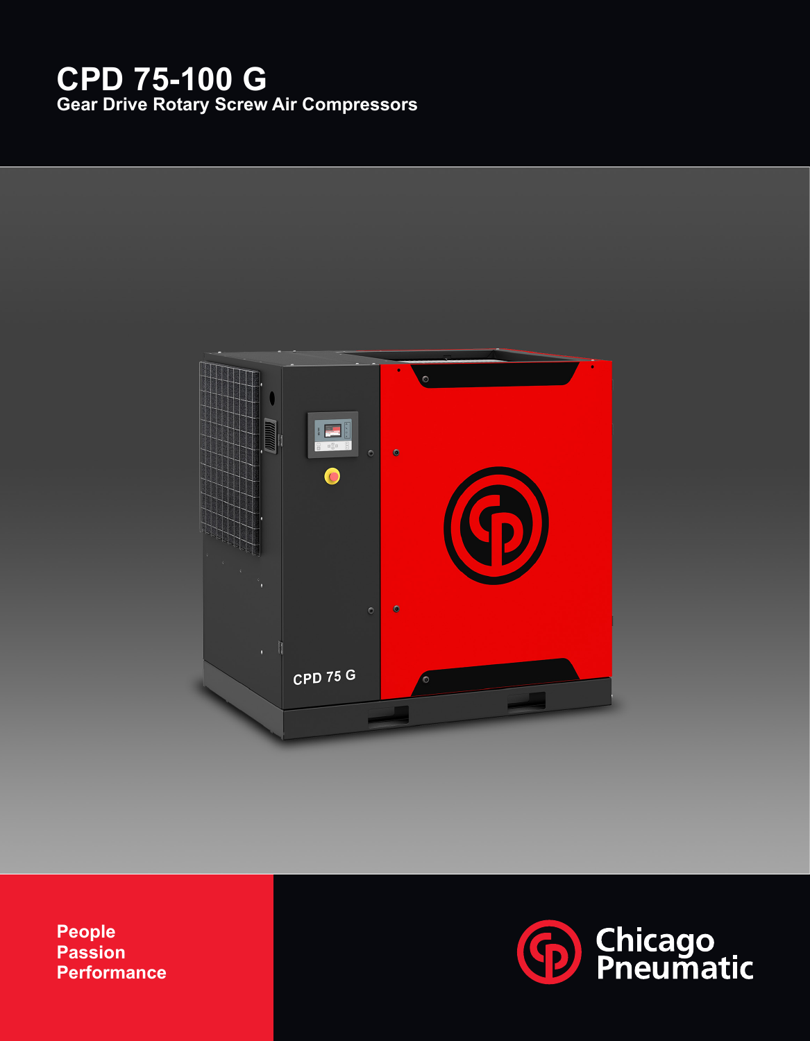# CPD 75-100 G

## Gear Drive Rotary Screw Air Compressors

People
Passion
Performance

Chicago Pneumatic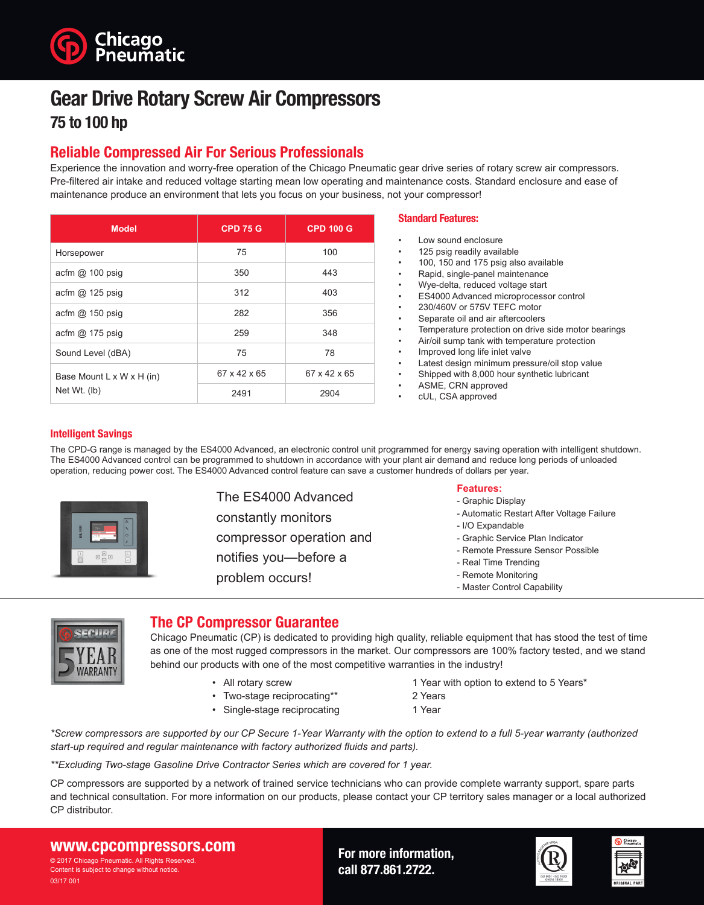# Gear Drive Rotary Screw Air Compressors

## 75 to 100 hp

## Reliable Compressed Air For Serious Professionals

Experience the innovation and worry-free operation of the Chicago Pneumatic gear drive series of rotary screw air compressors. Pre-filtered air intake and reduced voltage starting mean low operating and maintenance costs. Standard enclosure and ease of maintenance produce an environment that lets you focus on your business, not your compressor!

| Model | CPD 75 G | CPD 100 G |
|---|---|---|
| Horsepower | 75 | 100 |
| acfm @ 100 psig | 350 | 443 |
| acfm @ 125 psig | 312 | 403 |
| acfm @ 150 psig | 282 | 356 |
| acfm @ 175 psig | 259 | 348 |
| Sound Level (dBA) | 75 | 78 |
| Base Mount L x W x H (in) | 67 x 42 x 65 | 67 x 42 x 65 |
| Net Wt. (lb) | 2491 | 2904 |

### Standard Features:

- Low sound enclosure
- 125 psig readily available
- 100, 150 and 175 psig also available
- Rapid, single-panel maintenance
- Wye-delta, reduced voltage start
- ES4000 Advanced microprocessor control
- 230/460V or 575V TEFC motor
- Separate oil and air aftercoolers
- Temperature protection on drive side motor bearings
- Air/oil sump tank with temperature protection
- Improved long life inlet valve
- Latest design minimum pressure/oil stop value
- Shipped with 8,000 hour synthetic lubricant
- ASME, CRN approved
- cUL, CSA approved

### Intelligent Savings

The CPD-G range is managed by the ES4000 Advanced, an electronic control unit programmed for energy saving operation with intelligent shutdown. The ES4000 Advanced control can be programmed to shutdown in accordance with your plant air demand and reduce long periods of unloaded operation, reducing power cost. The ES4000 Advanced control feature can save a customer hundreds of dollars per year.

The ES4000 Advanced constantly monitors compressor operation and notifies you—before a problem occurs!

**Features:**

- Graphic Display
- Automatic Restart After Voltage Failure
- I/O Expandable
- Graphic Service Plan Indicator
- Remote Pressure Sensor Possible
- Real Time Trending
- Remote Monitoring
- Master Control Capability

## The CP Compressor Guarantee

Chicago Pneumatic (CP) is dedicated to providing high quality, reliable equipment that has stood the test of time as one of the most rugged compressors in the market. Our compressors are 100% factory tested, and we stand behind our products with one of the most competitive warranties in the industry!

- All rotary screw — 1 Year with option to extend to 5 Years*
- Two-stage reciprocating** — 2 Years
- Single-stage reciprocating — 1 Year

*\*Screw compressors are supported by our CP Secure 1-Year Warranty with the option to extend to a full 5-year warranty (authorized start-up required and regular maintenance with factory authorized fluids and parts).*

*\*\*Excluding Two-stage Gasoline Drive Contractor Series which are covered for 1 year.*

CP compressors are supported by a network of trained service technicians who can provide complete warranty support, spare parts and technical consultation. For more information on our products, please contact your CP territory sales manager or a local authorized CP distributor.

**www.cpcompressors.com**

© 2017 Chicago Pneumatic. All Rights Reserved.
Content is subject to change without notice.
03/17 001

**For more information, call 877.861.2722.**